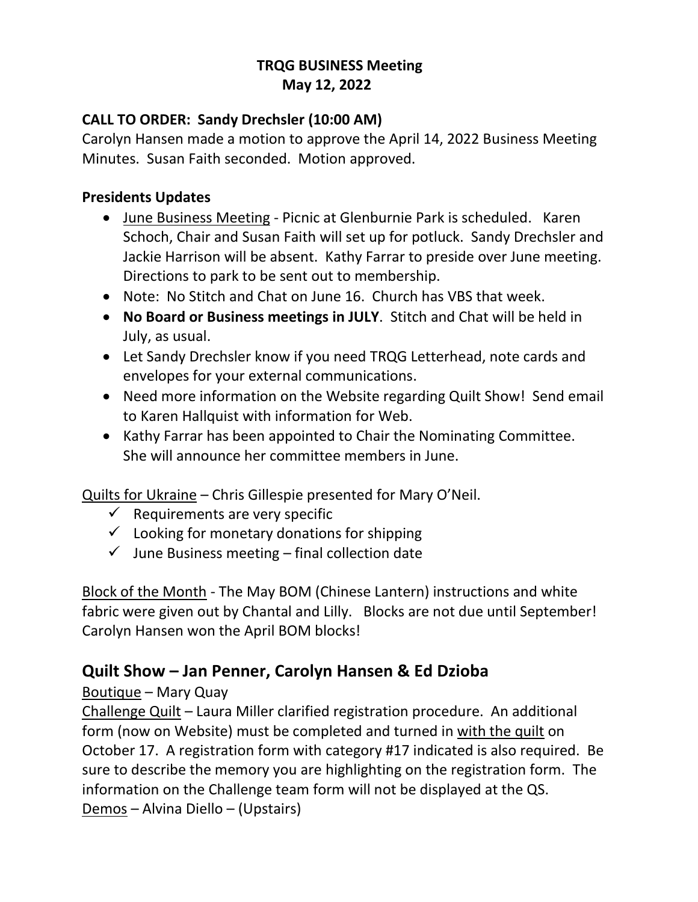# TRQG BUSINESS Meeting
## May 12, 2022

### CALL TO ORDER: Sandy Drechsler (10:00 AM)

Carolyn Hansen made a motion to approve the April 14, 2022 Business Meeting Minutes. Susan Faith seconded. Motion approved.

### Presidents Updates

- June Business Meeting - Picnic at Glenburnie Park is scheduled. Karen Schoch, Chair and Susan Faith will set up for potluck. Sandy Drechsler and Jackie Harrison will be absent. Kathy Farrar to preside over June meeting. Directions to park to be sent out to membership.
- Note: No Stitch and Chat on June 16. Church has VBS that week.
- **No Board or Business meetings in JULY**. Stitch and Chat will be held in July, as usual.
- Let Sandy Drechsler know if you need TRQG Letterhead, note cards and envelopes for your external communications.
- Need more information on the Website regarding Quilt Show! Send email to Karen Hallquist with information for Web.
- Kathy Farrar has been appointed to Chair the Nominating Committee. She will announce her committee members in June.

Quilts for Ukraine – Chris Gillespie presented for Mary O'Neil.

- ✓ Requirements are very specific
- ✓ Looking for monetary donations for shipping
- ✓ June Business meeting – final collection date

Block of the Month - The May BOM (Chinese Lantern) instructions and white fabric were given out by Chantal and Lilly. Blocks are not due until September! Carolyn Hansen won the April BOM blocks!

## Quilt Show – Jan Penner, Carolyn Hansen & Ed Dzioba

Boutique – Mary Quay

Challenge Quilt – Laura Miller clarified registration procedure. An additional form (now on Website) must be completed and turned in with the quilt on October 17. A registration form with category #17 indicated is also required. Be sure to describe the memory you are highlighting on the registration form. The information on the Challenge team form will not be displayed at the QS.

Demos – Alvina Diello – (Upstairs)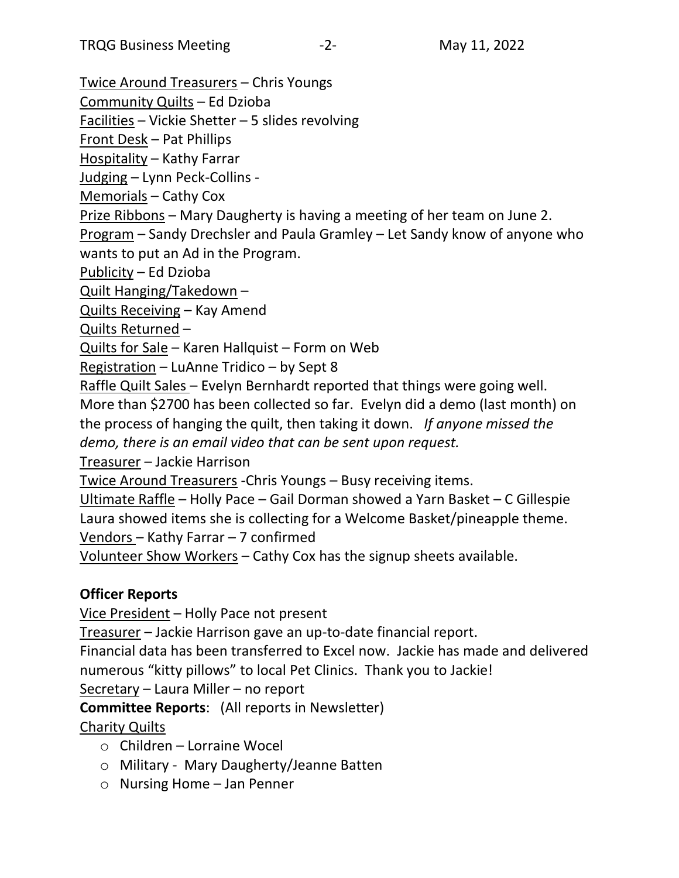Twice Around Treasurers – Chris Youngs
Community Quilts – Ed Dzioba
Facilities – Vickie Shetter – 5 slides revolving
Front Desk – Pat Phillips
Hospitality – Kathy Farrar
Judging – Lynn Peck-Collins -
Memorials – Cathy Cox
Prize Ribbons – Mary Daugherty is having a meeting of her team on June 2.
Program – Sandy Drechsler and Paula Gramley – Let Sandy know of anyone who wants to put an Ad in the Program.
Publicity – Ed Dzioba
Quilt Hanging/Takedown –
Quilts Receiving – Kay Amend
Quilts Returned –
Quilts for Sale – Karen Hallquist – Form on Web
Registration – LuAnne Tridico – by Sept 8
Raffle Quilt Sales – Evelyn Bernhardt reported that things were going well. More than $2700 has been collected so far. Evelyn did a demo (last month) on the process of hanging the quilt, then taking it down. *If anyone missed the demo, there is an email video that can be sent upon request.*
Treasurer – Jackie Harrison
Twice Around Treasurers -Chris Youngs – Busy receiving items.
Ultimate Raffle – Holly Pace – Gail Dorman showed a Yarn Basket – C Gillespie
Laura showed items she is collecting for a Welcome Basket/pineapple theme.
Vendors – Kathy Farrar – 7 confirmed
Volunteer Show Workers – Cathy Cox has the signup sheets available.

**Officer Reports**

Vice President – Holly Pace not present
Treasurer – Jackie Harrison gave an up-to-date financial report.
Financial data has been transferred to Excel now. Jackie has made and delivered numerous "kitty pillows" to local Pet Clinics. Thank you to Jackie!
Secretary – Laura Miller – no report

**Committee Reports**: (All reports in Newsletter)

Charity Quilts

- Children – Lorraine Wocel
- Military - Mary Daugherty/Jeanne Batten
- Nursing Home – Jan Penner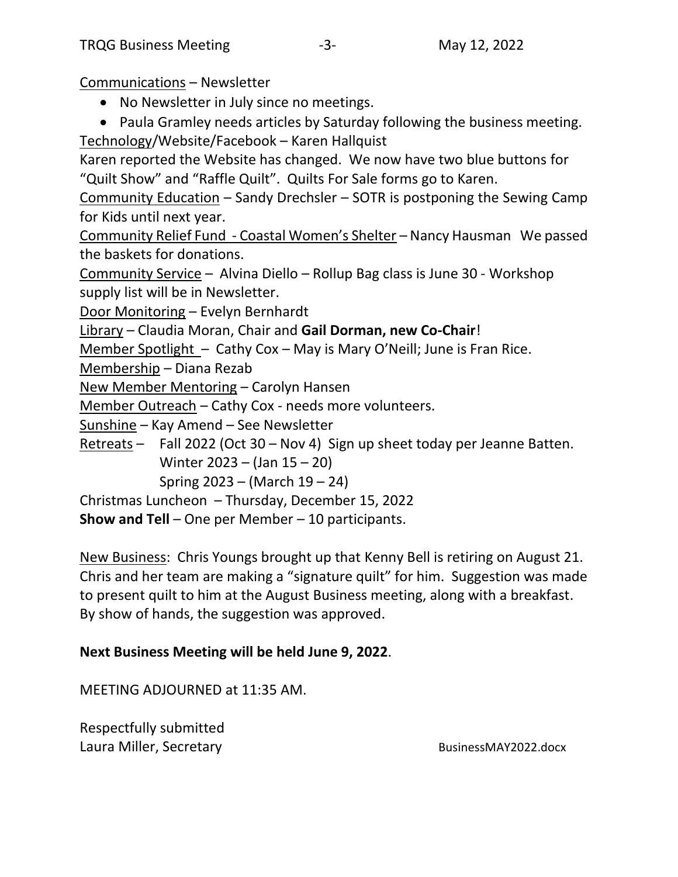Communications – Newsletter

- No Newsletter in July since no meetings.
- Paula Gramley needs articles by Saturday following the business meeting.

Technology/Website/Facebook – Karen Hallquist
Karen reported the Website has changed. We now have two blue buttons for "Quilt Show" and "Raffle Quilt". Quilts For Sale forms go to Karen.

Community Education – Sandy Drechsler – SOTR is postponing the Sewing Camp for Kids until next year.

Community Relief Fund - Coastal Women's Shelter – Nancy Hausman We passed the baskets for donations.

Community Service – Alvina Diello – Rollup Bag class is June 30 - Workshop supply list will be in Newsletter.

Door Monitoring – Evelyn Bernhardt

Library – Claudia Moran, Chair and **Gail Dorman, new Co-Chair**!

Member Spotlight – Cathy Cox – May is Mary O'Neill; June is Fran Rice.

Membership – Diana Rezab

New Member Mentoring – Carolyn Hansen

Member Outreach – Cathy Cox - needs more volunteers.

Sunshine – Kay Amend – See Newsletter

Retreats – Fall 2022 (Oct 30 – Nov 4) Sign up sheet today per Jeanne Batten.
Winter 2023 – (Jan 15 – 20)
Spring 2023 – (March 19 – 24)

Christmas Luncheon – Thursday, December 15, 2022

**Show and Tell** – One per Member – 10 participants.

New Business: Chris Youngs brought up that Kenny Bell is retiring on August 21. Chris and her team are making a "signature quilt" for him. Suggestion was made to present quilt to him at the August Business meeting, along with a breakfast. By show of hands, the suggestion was approved.

**Next Business Meeting will be held June 9, 2022**.

MEETING ADJOURNED at 11:35 AM.

Respectfully submitted
Laura Miller, Secretary

BusinessMAY2022.docx